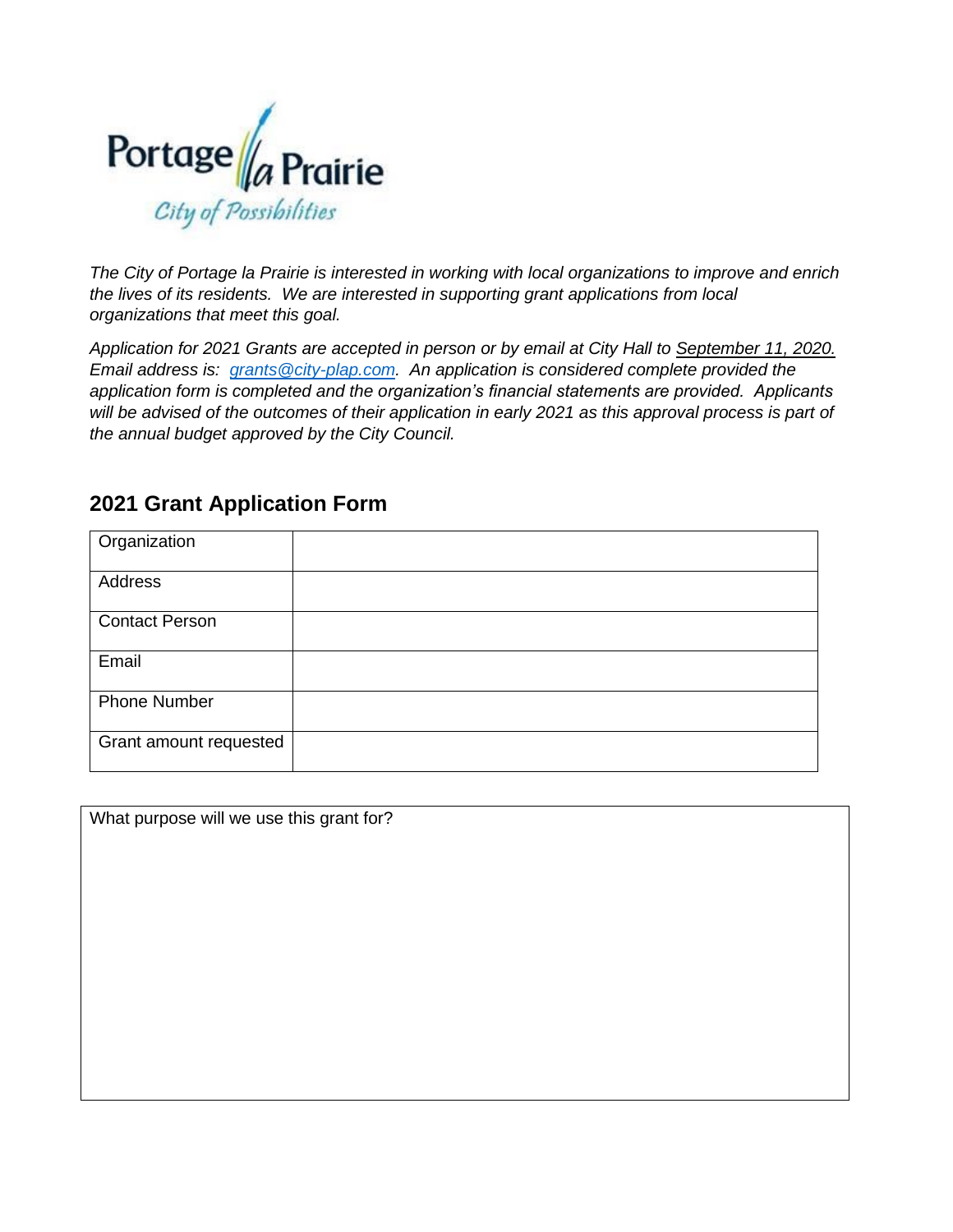Portage la Prairie

City of Possibilities

*The City of Portage la Prairie is interested in working with local organizations to improve and enrich the lives of its residents. We are interested in supporting grant applications from local organizations that meet this goal.*

*Application for 2021 Grants are accepted in person or by email at City Hall to September 11, 2020. Email address is: grants@city-plap.com. An application is considered complete provided the application form is completed and the organization's financial statements are provided. Applicants will be advised of the outcomes of their application in early 2021 as this approval process is part of the annual budget approved by the City Council.*

## 2021 Grant Application Form

| | |
|---|---|
| Organization | |
| Address | |
| Contact Person | |
| Email | |
| Phone Number | |
| Grant amount requested | |

| What purpose will we use this grant for? |
|---|
| |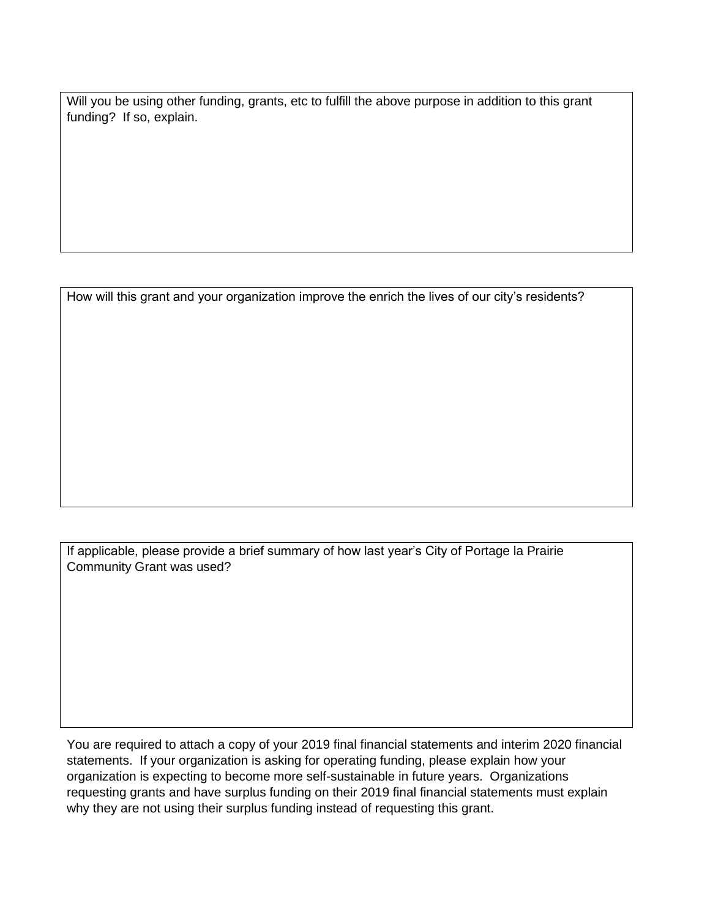Will you be using other funding, grants, etc to fulfill the above purpose in addition to this grant funding? If so, explain.

How will this grant and your organization improve the enrich the lives of our city's residents?

If applicable, please provide a brief summary of how last year's City of Portage la Prairie Community Grant was used?

You are required to attach a copy of your 2019 final financial statements and interim 2020 financial statements. If your organization is asking for operating funding, please explain how your organization is expecting to become more self-sustainable in future years. Organizations requesting grants and have surplus funding on their 2019 final financial statements must explain why they are not using their surplus funding instead of requesting this grant.